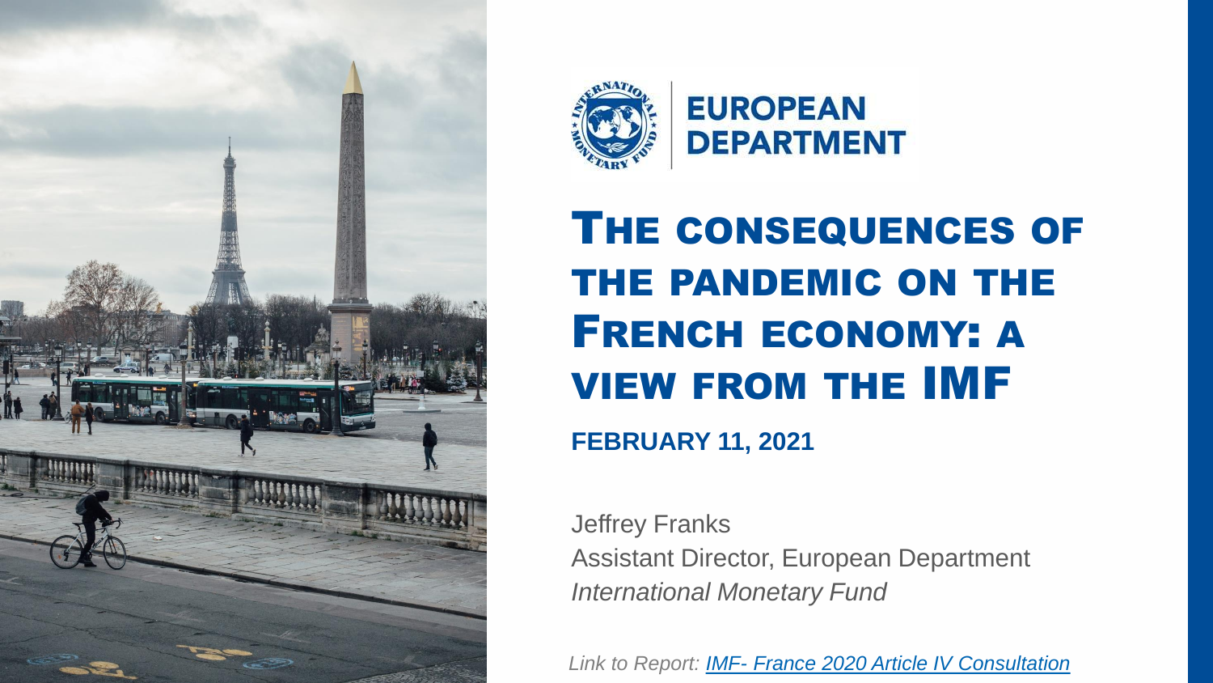EUROPEAN DEPARTMENT

# THE CONSEQUENCES OF THE PANDEMIC ON THE FRENCH ECONOMY: A VIEW FROM THE IMF

**FEBRUARY 11, 2021**

Jeffrey Franks
Assistant Director, European Department
*International Monetary Fund*

*Link to Report: IMF- France 2020 Article IV Consultation*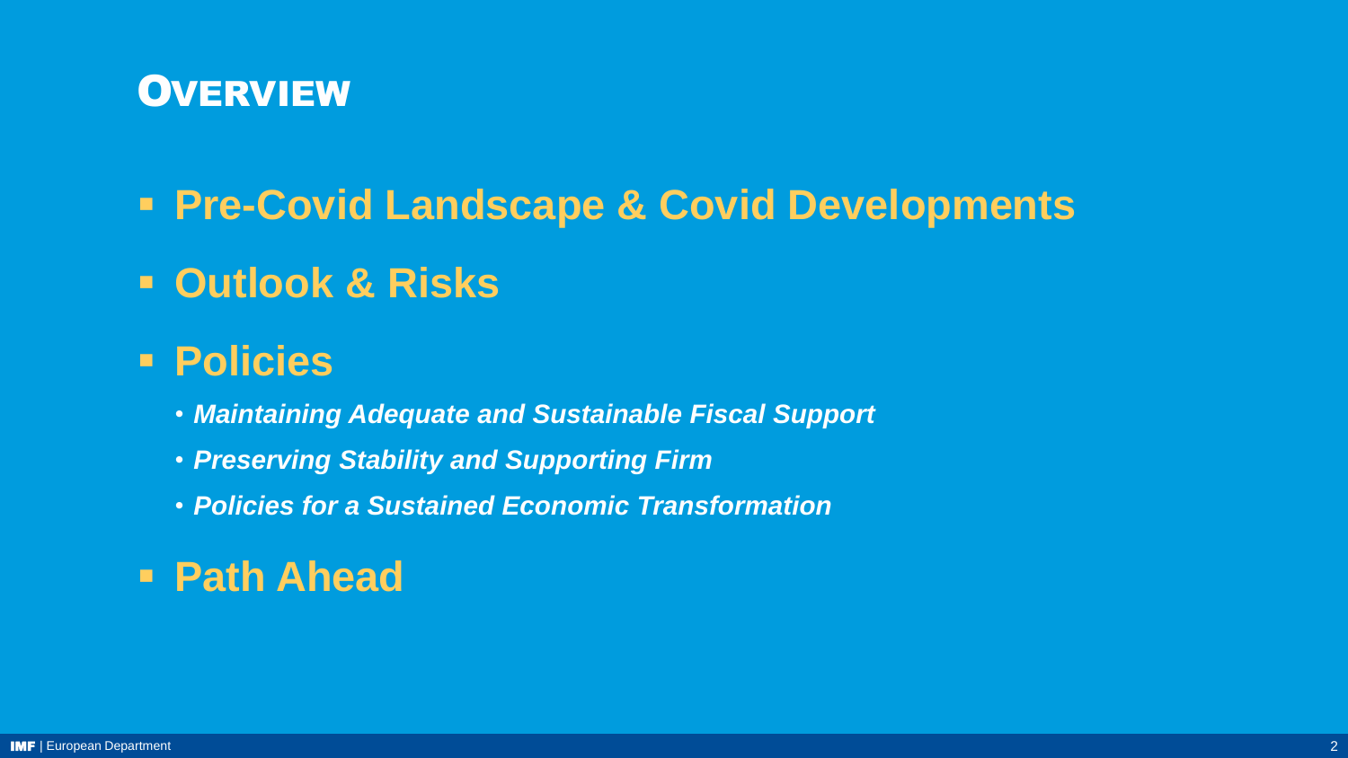# Overview

- **Pre-Covid Landscape & Covid Developments**
- **Outlook & Risks**
- **Policies**
  - ***Maintaining Adequate and Sustainable Fiscal Support***
  - ***Preserving Stability and Supporting Firm***
  - ***Policies for a Sustained Economic Transformation***
- **Path Ahead**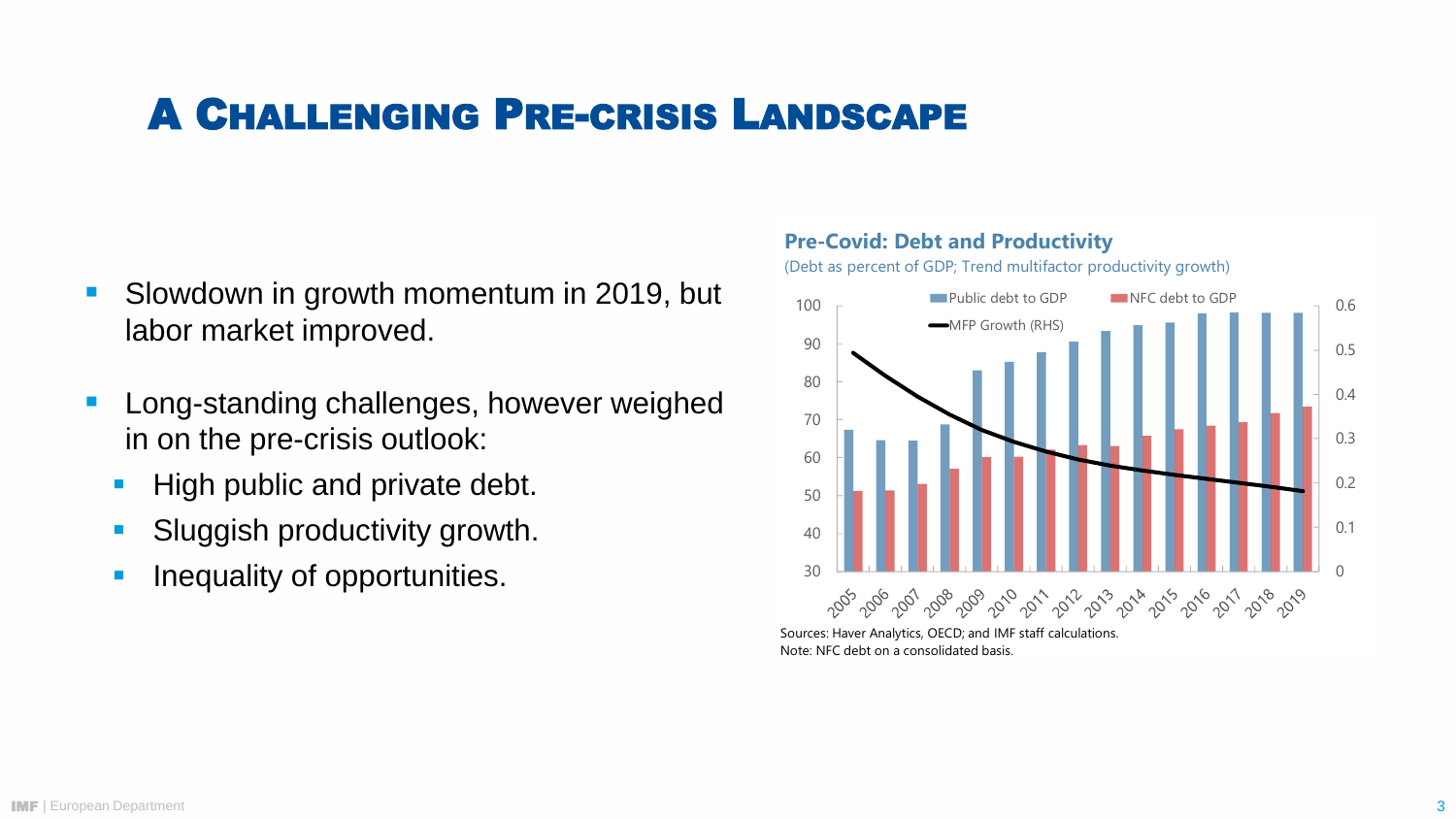# A Challenging Pre-crisis Landscape

- Slowdown in growth momentum in 2019, but labor market improved.
- Long-standing challenges, however weighed in on the pre-crisis outlook:
  - High public and private debt.
  - Sluggish productivity growth.
  - Inequality of opportunities.

**Pre-Covid: Debt and Productivity**

(Debt as percent of GDP; Trend multifactor productivity growth)

Public debt to GDP | NFC debt to GDP | MFP Growth (RHS)

Sources: Haver Analytics, OECD; and IMF staff calculations.
Note: NFC debt on a consolidated basis.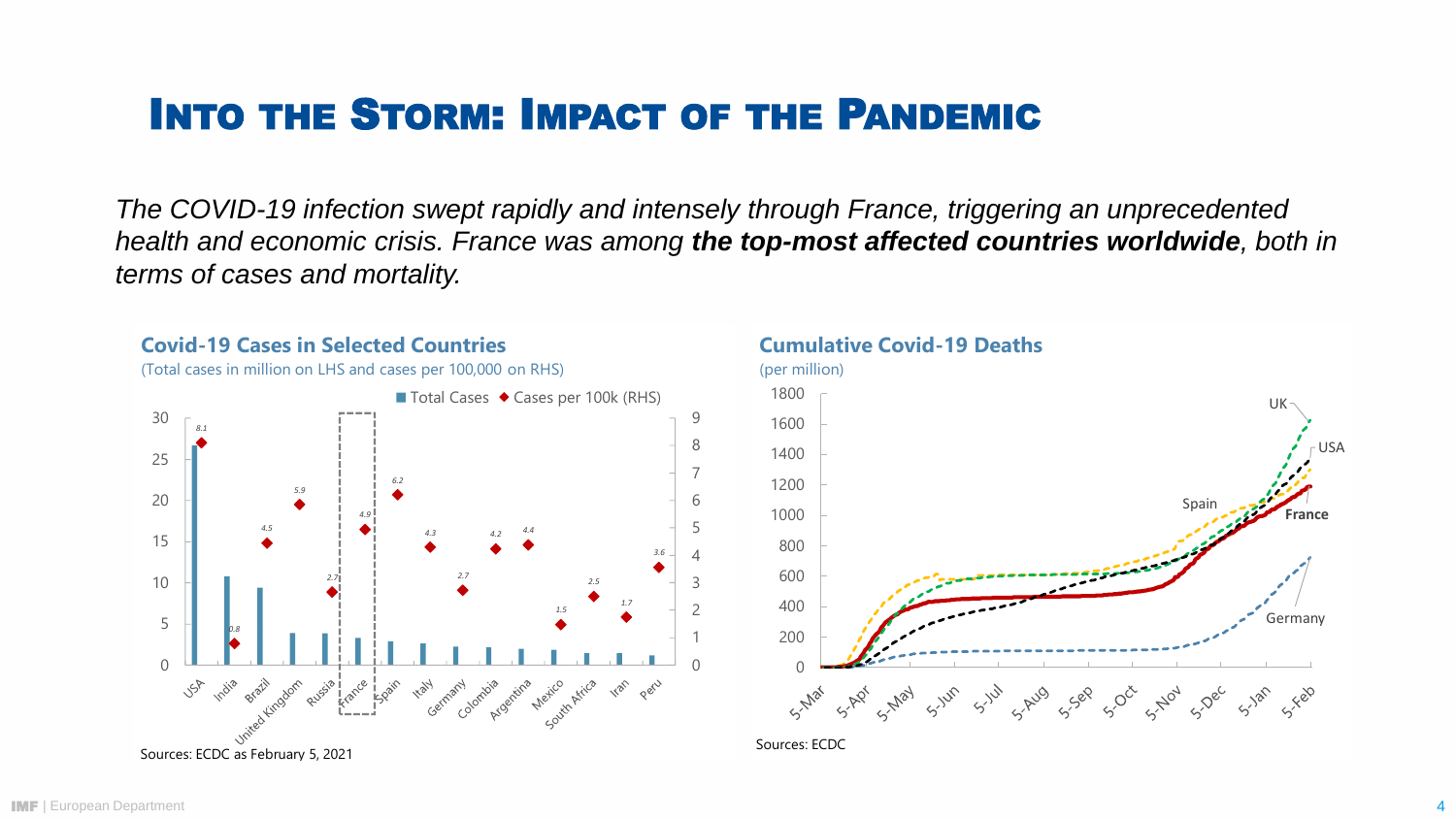# Into the Storm: Impact of the Pandemic

*The COVID-19 infection swept rapidly and intensely through France, triggering an unprecedented health and economic crisis. France was among* ***the top-most affected countries worldwide****, both in terms of cases and mortality.*

## Covid-19 Cases in Selected Countries

(Total cases in million on LHS and cases per 100,000 on RHS)

| Country | Cases per 100k (RHS) |
|---|---|
| USA | 8.1 |
| India | 0.8 |
| Brazil | 4.5 |
| United Kingdom | 5.9 |
| Russia | 2.7 |
| France | 4.9 |
| Spain | 6.2 |
| Italy | 4.3 |
| Germany | 2.7 |
| Colombia | 4.2 |
| Argentina | 4.4 |
| Mexico | 1.5 |
| South Africa | 2.5 |
| Iran | 1.7 |
| Peru | 3.6 |

Sources: ECDC as February 5, 2021

## Cumulative Covid-19 Deaths

(per million)

Series: UK, USA, Spain, France, Germany; 5-Mar to 5-Feb

Sources: ECDC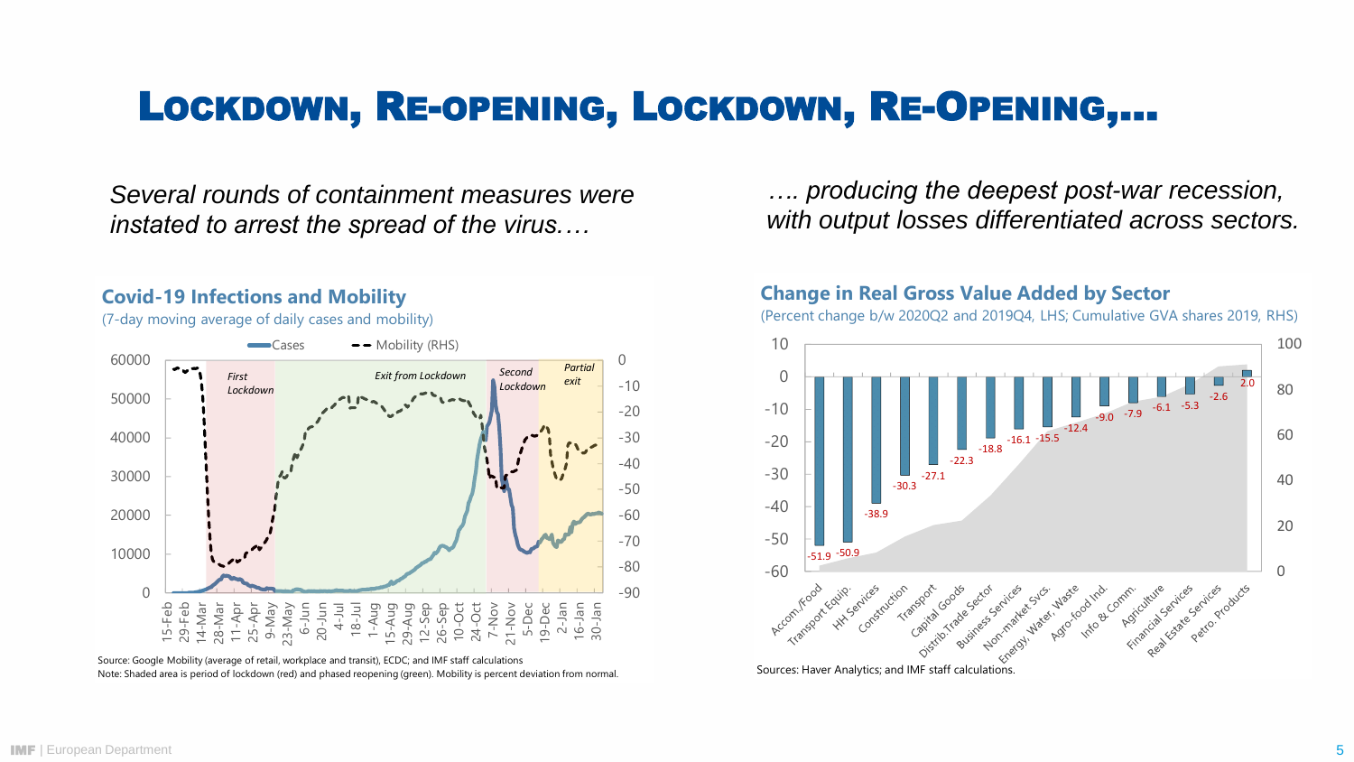# LOCKDOWN, RE-OPENING, LOCKDOWN, RE-OPENING,…

*Several rounds of containment measures were instated to arrest the spread of the virus.…*

**Covid-19 Infections and Mobility**

(7-day moving average of daily cases and mobility)

Source: Google Mobility (average of retail, workplace and transit), ECDC; and IMF staff calculations

Note: Shaded area is period of lockdown (red) and phased reopening (green). Mobility is percent deviation from normal.

*…. producing the deepest post-war recession, with output losses differentiated across sectors.*

**Change in Real Gross Value Added by Sector**

(Percent change b/w 2020Q2 and 2019Q4, LHS; Cumulative GVA shares 2019, RHS)

| Sector | Change (%) |
| --- | --- |
| Accom./Food | -51.9 |
| Transport Equip. | -50.9 |
| HH Services | -38.9 |
| Construction | -30.3 |
| Transport | -27.1 |
| Capital Goods | -22.3 |
| Distrib.Trade Sector | -18.8 |
| Business Services | -16.1 |
| Non-market Svcs. | -15.5 |
| Energy, Water, Waste | -12.4 |
| Agro-food Ind. | -9.0 |
| Info & Comm. | -7.9 |
| Agriculture | -6.1 |
| Financial Services | -5.3 |
| Real Estate Services | -2.6 |
| Petro. Products | 2.0 |

Sources: Haver Analytics; and IMF staff calculations.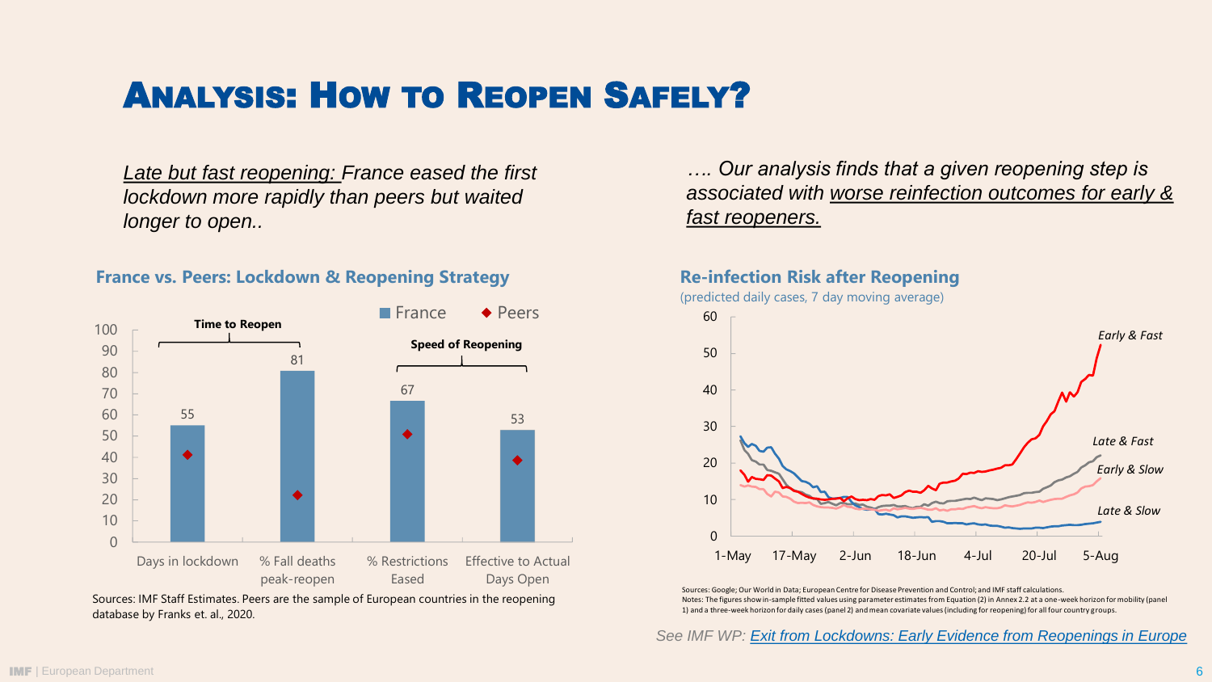# Analysis: How to Reopen Safely?

*Late but fast reopening: France eased the first lockdown more rapidly than peers but waited longer to open..*

### France vs. Peers: Lockdown & Reopening Strategy

| | France | Peers |
|---|---|---|
| Days in lockdown | 55 | |
| % Fall deaths peak-reopen | 81 | |
| % Restrictions Eased | 67 | |
| Effective to Actual Days Open | 53 | |

Time to Reopen: Days in lockdown; % Fall deaths peak-reopen. Speed of Reopening: % Restrictions Eased; Effective to Actual Days Open.

Sources: IMF Staff Estimates. Peers are the sample of European countries in the reopening database by Franks et. al., 2020.

*…. Our analysis finds that a given reopening step is associated with worse reinfection outcomes for early & fast reopeners.*

### Re-infection Risk after Reopening

(predicted daily cases, 7 day moving average)

Series: Early & Fast; Late & Fast; Early & Slow; Late & Slow (1-May to 5-Aug)

Sources: Google; Our World in Data; European Centre for Disease Prevention and Control; and IMF staff calculations.
Notes: The figures show in-sample fitted values using parameter estimates from Equation (2) in Annex 2.2 at a one-week horizon for mobility (panel 1) and a three-week horizon for daily cases (panel 2) and mean covariate values (including for reopening) for all four country groups.

*See IMF WP: Exit from Lockdowns: Early Evidence from Reopenings in Europe*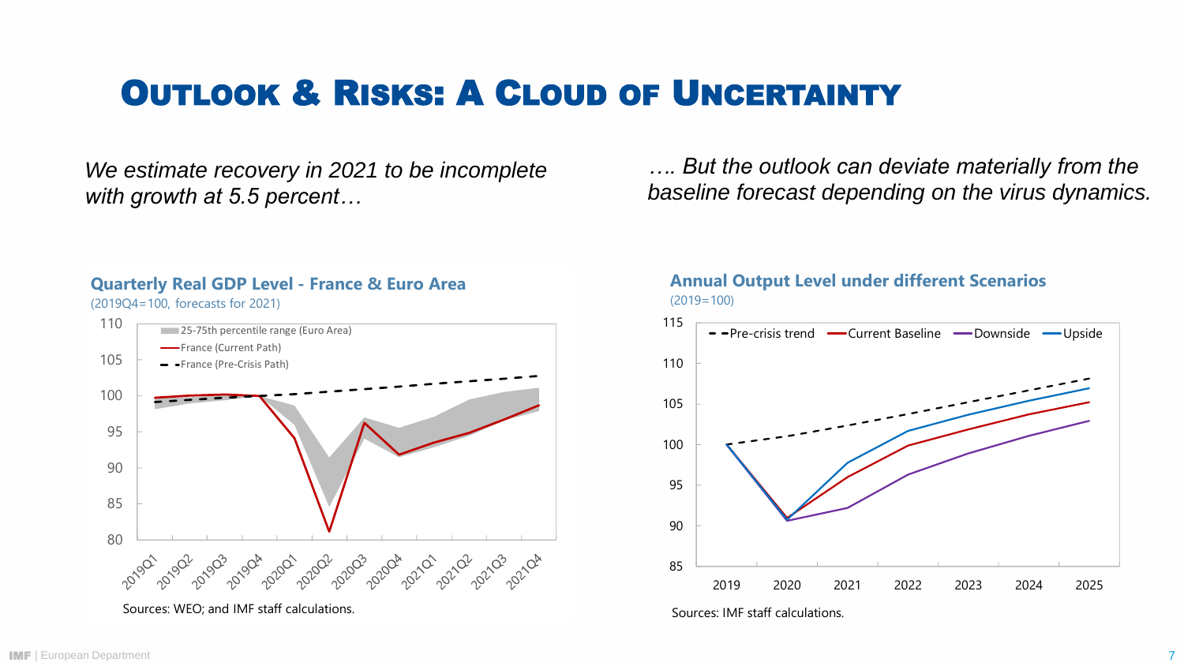# Outlook & Risks: A Cloud of Uncertainty

*We estimate recovery in 2021 to be incomplete with growth at 5.5 percent…*

*…. But the outlook can deviate materially from the baseline forecast depending on the virus dynamics.*

**Quarterly Real GDP Level - France & Euro Area**
(2019Q4=100, forecasts for 2021)

Sources: WEO; and IMF staff calculations.

**Annual Output Level under different Scenarios**
(2019=100)

Sources: IMF staff calculations.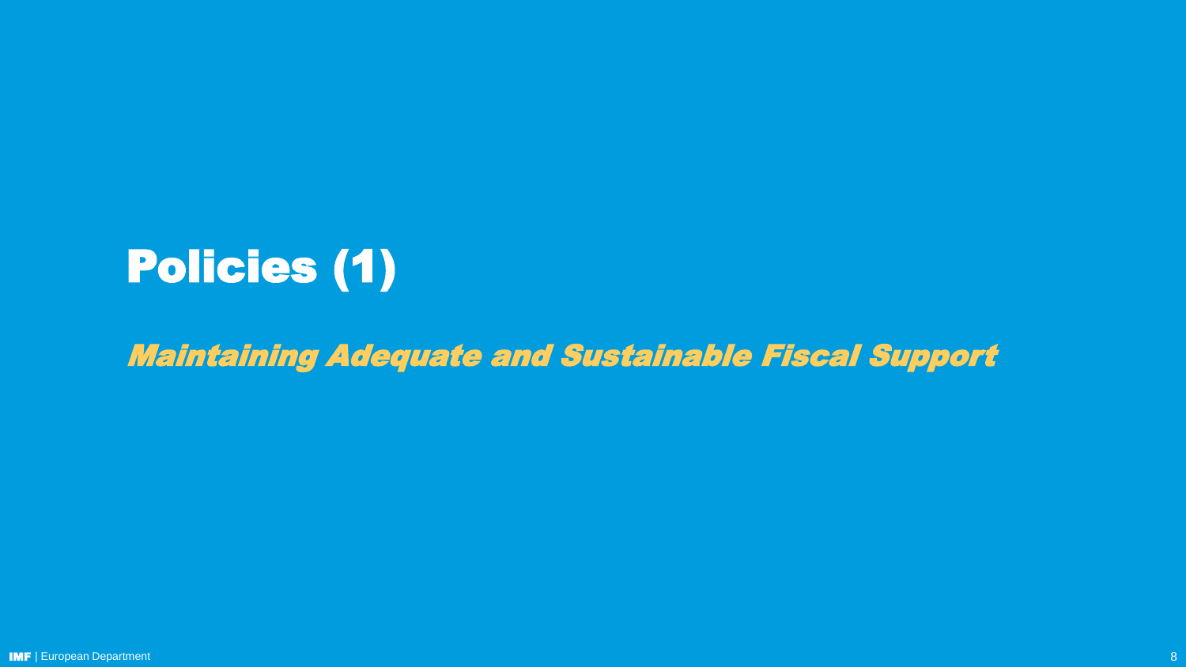# Policies (1)

*Maintaining Adequate and Sustainable Fiscal Support*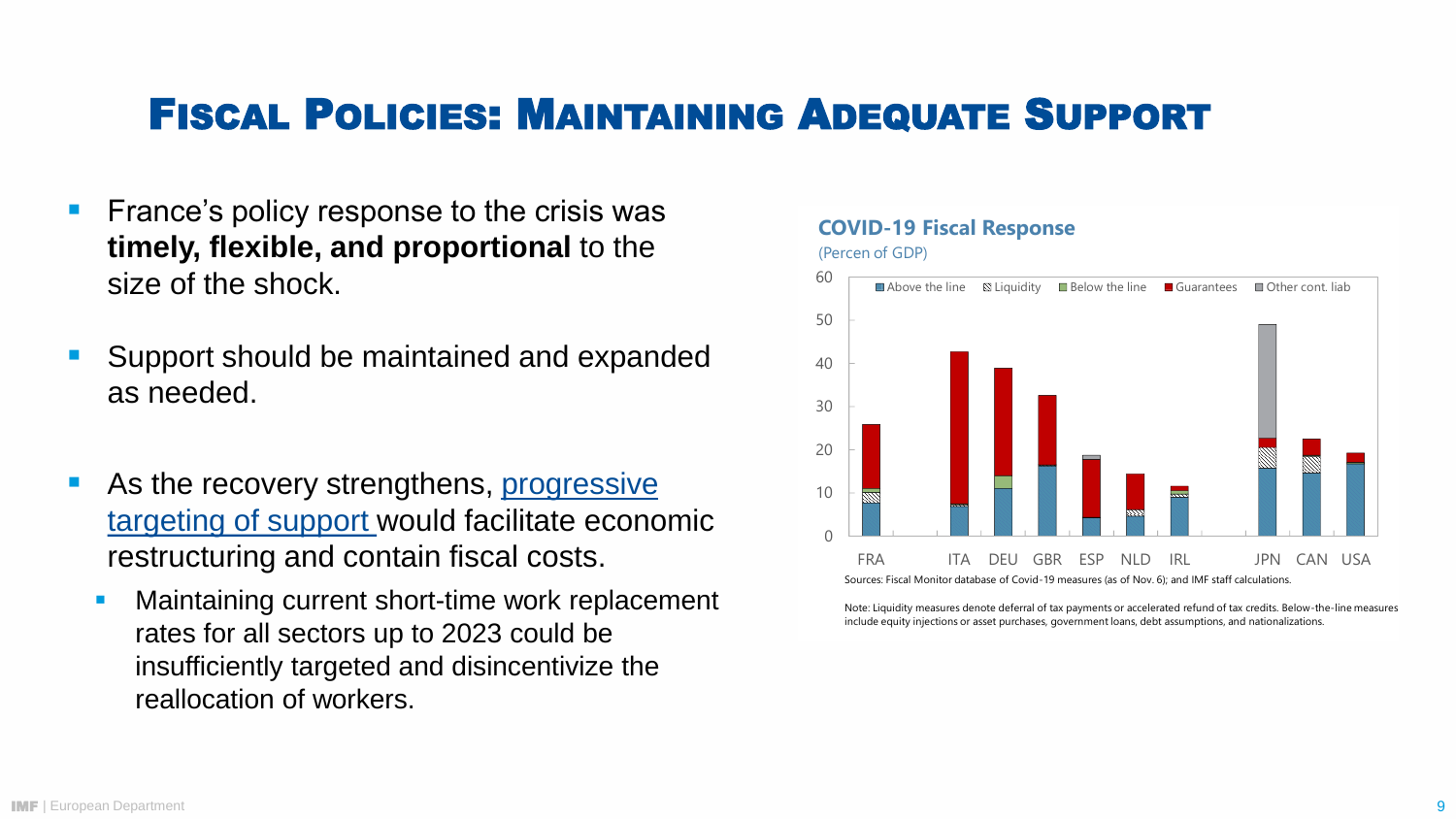# Fiscal Policies: Maintaining Adequate Support

- France's policy response to the crisis was **timely, flexible, and proportional** to the size of the shock.
- Support should be maintained and expanded as needed.
- As the recovery strengthens, progressive targeting of support would facilitate economic restructuring and contain fiscal costs.
  - Maintaining current short-time work replacement rates for all sectors up to 2023 could be insufficiently targeted and disincentivize the reallocation of workers.

**COVID-19 Fiscal Response**

(Percen of GDP)

Sources: Fiscal Monitor database of Covid-19 measures (as of Nov. 6); and IMF staff calculations.

Note: Liquidity measures denote deferral of tax payments or accelerated refund of tax credits. Below-the-line measures include equity injections or asset purchases, government loans, debt assumptions, and nationalizations.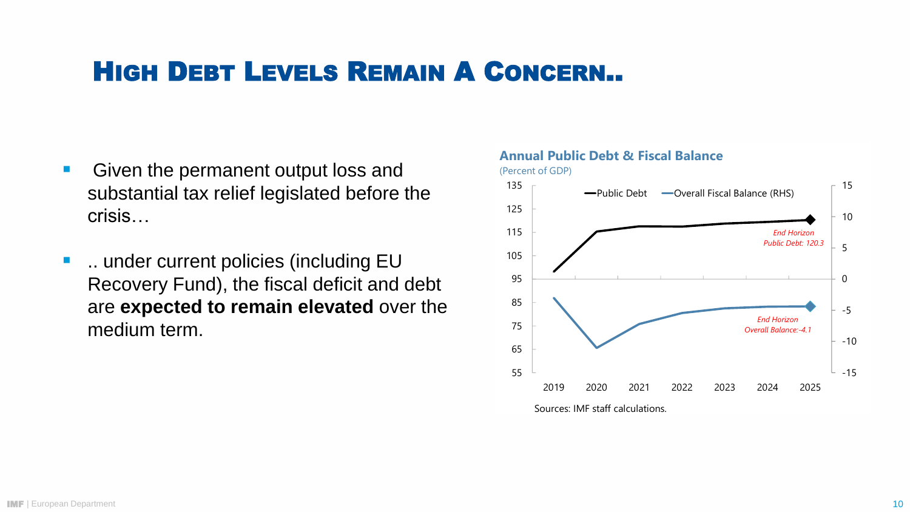# High Debt Levels Remain A Concern..

- Given the permanent output loss and substantial tax relief legislated before the crisis…
- .. under current policies (including EU Recovery Fund), the fiscal deficit and debt are **expected to remain elevated** over the medium term.

**Annual Public Debt & Fiscal Balance**

(Percent of GDP)

Public Debt — Overall Fiscal Balance (RHS)

*End Horizon Public Debt: 120.3*

*End Horizon Overall Balance: -4.1*

Sources: IMF staff calculations.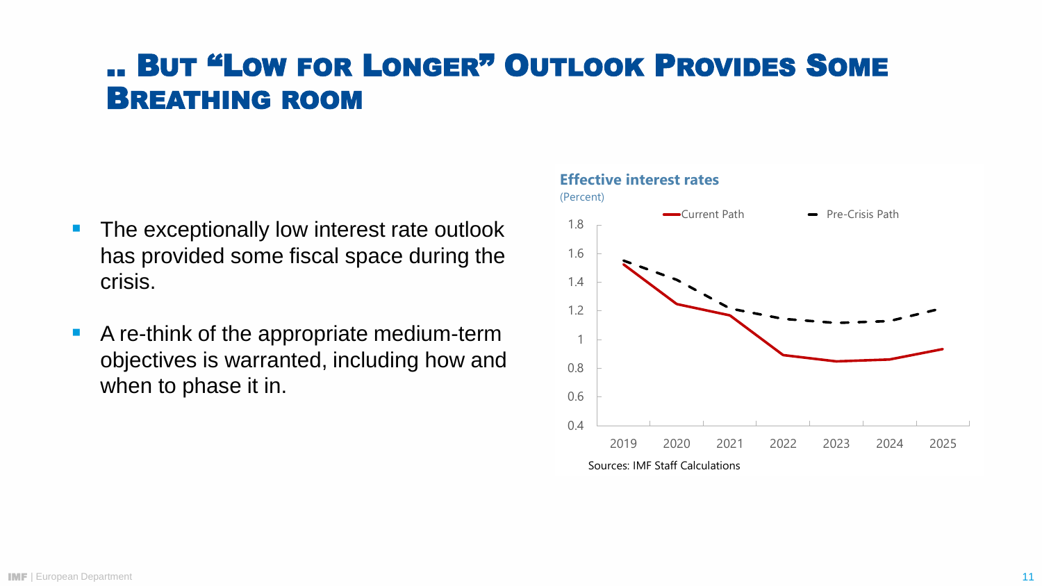# .. But "Low for Longer" Outlook Provides Some Breathing room

- The exceptionally low interest rate outlook has provided some fiscal space during the crisis.
- A re-think of the appropriate medium-term objectives is warranted, including how and when to phase it in.

**Effective interest rates**
(Percent)

Current Path | Pre-Crisis Path

Sources: IMF Staff Calculations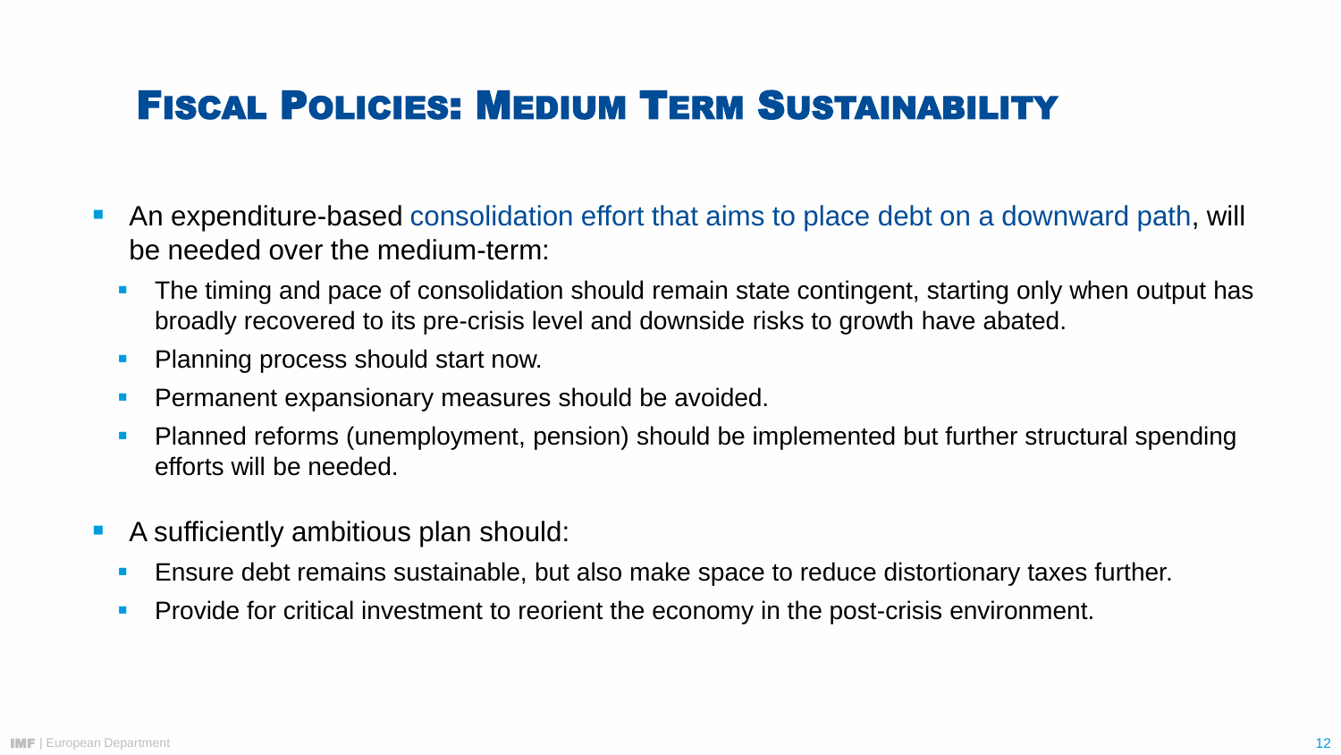# Fiscal Policies: Medium Term Sustainability

- An expenditure-based consolidation effort that aims to place debt on a downward path, will be needed over the medium-term:
  - The timing and pace of consolidation should remain state contingent, starting only when output has broadly recovered to its pre-crisis level and downside risks to growth have abated.
  - Planning process should start now.
  - Permanent expansionary measures should be avoided.
  - Planned reforms (unemployment, pension) should be implemented but further structural spending efforts will be needed.
- A sufficiently ambitious plan should:
  - Ensure debt remains sustainable, but also make space to reduce distortionary taxes further.
  - Provide for critical investment to reorient the economy in the post-crisis environment.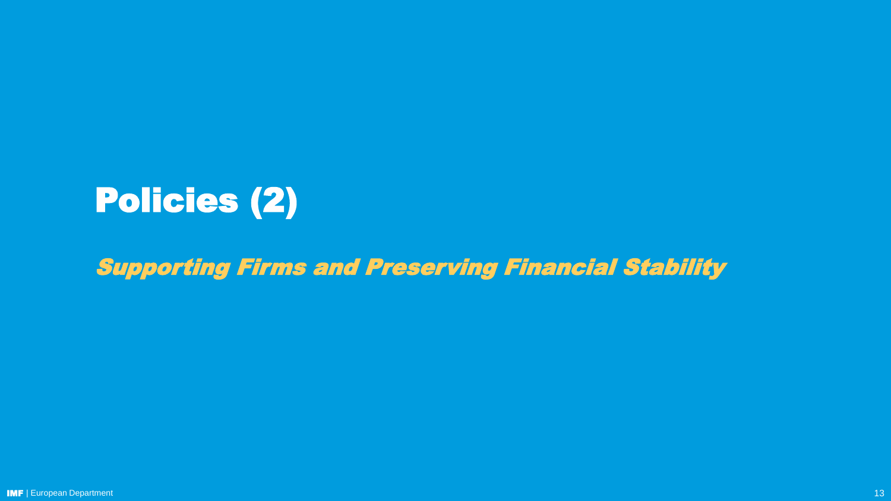# Policies (2)

*Supporting Firms and Preserving Financial Stability*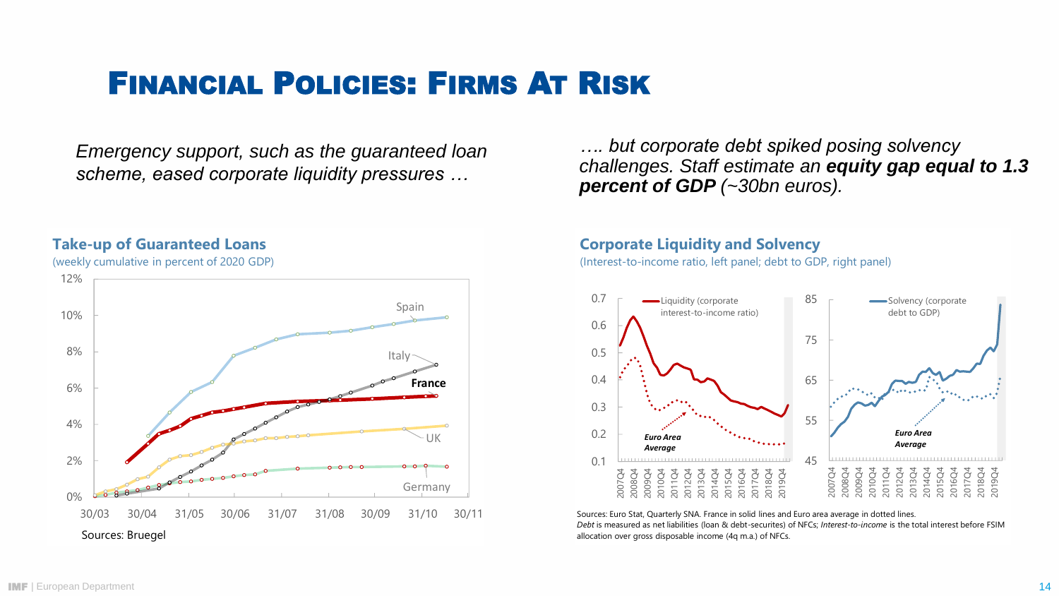# Financial Policies: Firms At Risk

*Emergency support, such as the guaranteed loan scheme, eased corporate liquidity pressures …*

*…. but corporate debt spiked posing solvency challenges. Staff estimate an **equity gap equal to 1.3 percent of GDP** (~30bn euros).*

## Take-up of Guaranteed Loans

(weekly cumulative in percent of 2020 GDP)

Sources: Bruegel

## Corporate Liquidity and Solvency

(Interest-to-income ratio, left panel; debt to GDP, right panel)

Sources: Euro Stat, Quarterly SNA. France in solid lines and Euro area average in dotted lines.
*Debt* is measured as net liabilities (loan & debt-securites) of NFCs; *Interest-to-income* is the total interest before FSIM allocation over gross disposable income (4q m.a.) of NFCs.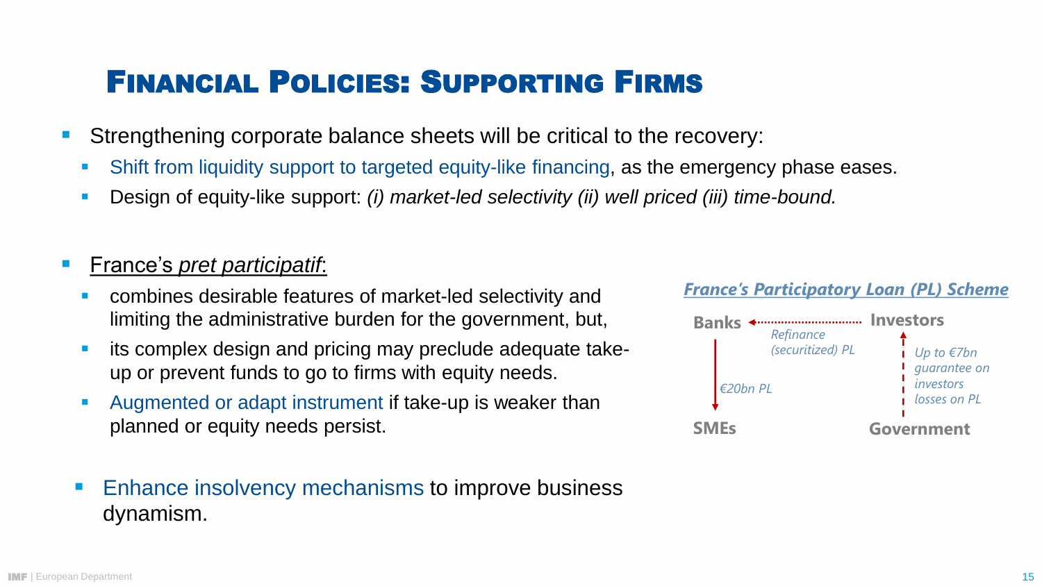# Financial Policies: Supporting Firms

- Strengthening corporate balance sheets will be critical to the recovery:
  - Shift from liquidity support to targeted equity-like financing, as the emergency phase eases.
  - Design of equity-like support: *(i) market-led selectivity (ii) well priced (iii) time-bound.*

- France's *pret participatif*:
  - combines desirable features of market-led selectivity and limiting the administrative burden for the government, but,
  - its complex design and pricing may preclude adequate take-up or prevent funds to go to firms with equity needs.
  - Augmented or adapt instrument if take-up is weaker than planned or equity needs persist.

- Enhance insolvency mechanisms to improve business dynamism.

***France's Participatory Loan (PL) Scheme***

- Banks → SMEs: *€20bn PL*
- Investors → Banks: *Refinance (securitized) PL*
- Government → Investors: *Up to €7bn guarantee on investors losses on PL*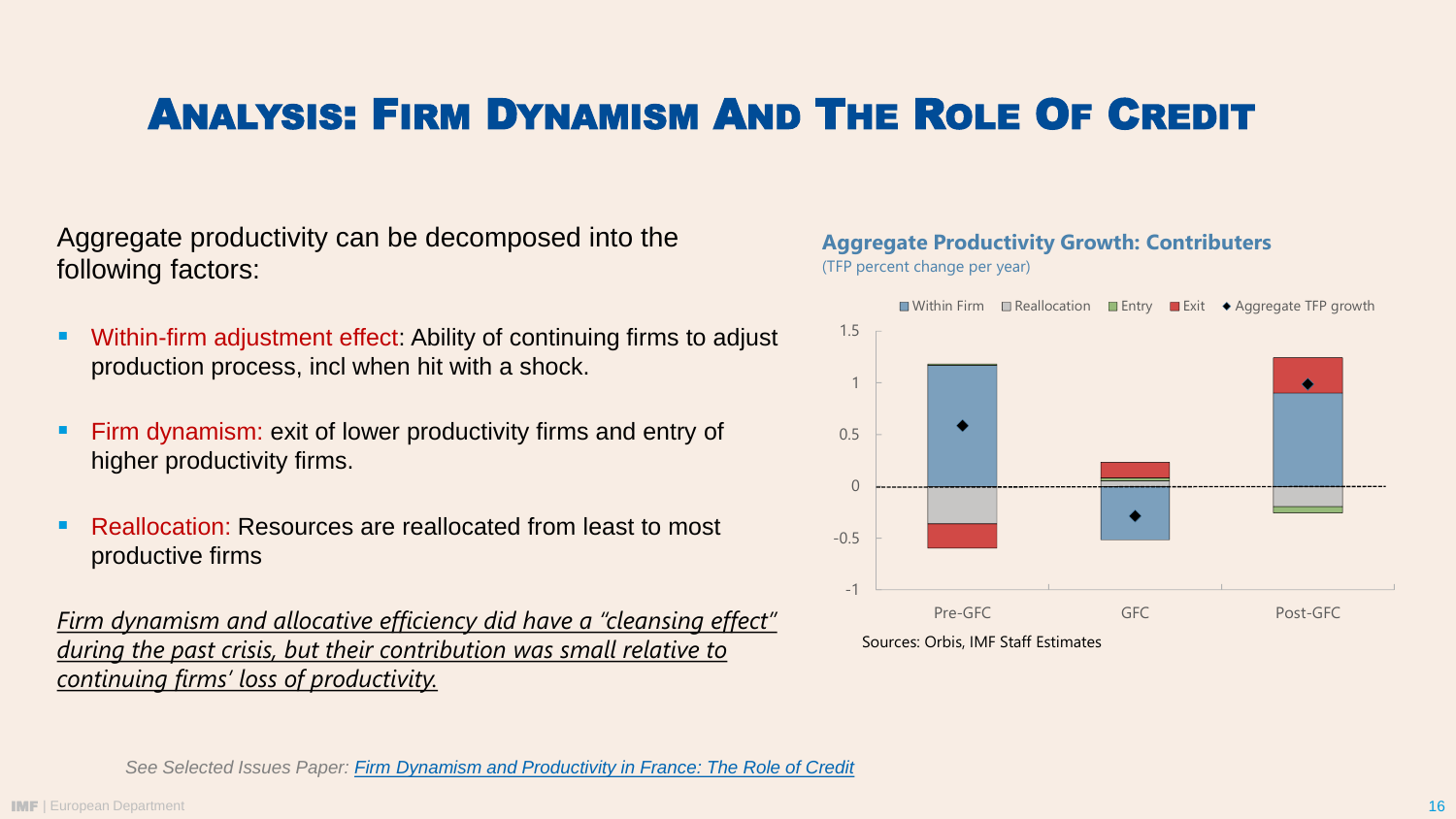# Analysis: Firm Dynamism And The Role Of Credit

Aggregate productivity can be decomposed into the following factors:

- Within-firm adjustment effect: Ability of continuing firms to adjust production process, incl when hit with a shock.
- Firm dynamism: exit of lower productivity firms and entry of higher productivity firms.
- Reallocation: Resources are reallocated from least to most productive firms

*Firm dynamism and allocative efficiency did have a "cleansing effect" during the past crisis, but their contribution was small relative to continuing firms' loss of productivity.*

**Aggregate Productivity Growth: Contributers**

(TFP percent change per year)

Within Firm, Reallocation, Entry, Exit, Aggregate TFP growth

Pre-GFC, GFC, Post-GFC

Sources: Orbis, IMF Staff Estimates

*See Selected Issues Paper: [Firm Dynamism and Productivity in France: The Role of Credit]*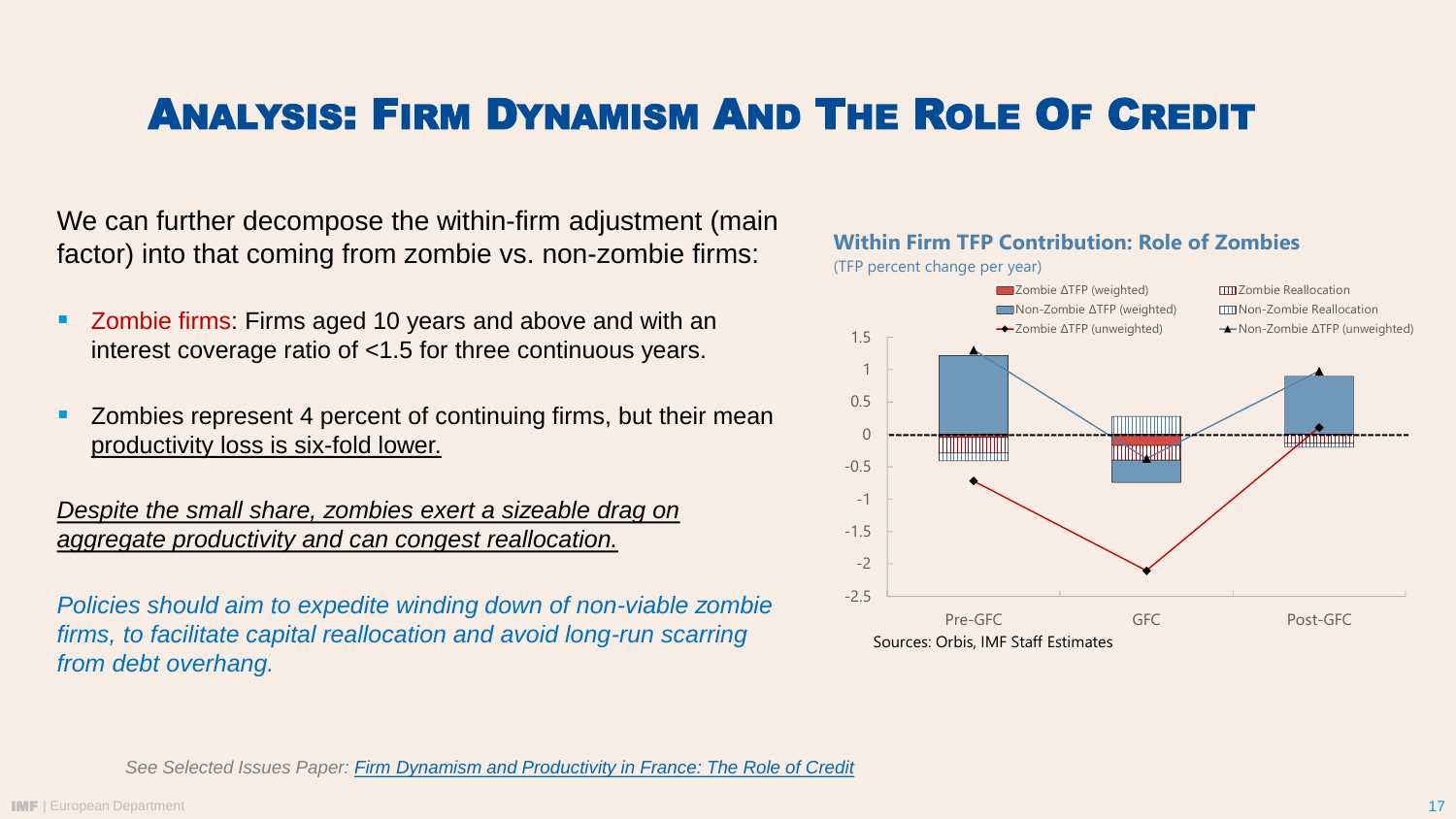# Analysis: Firm Dynamism And The Role Of Credit

We can further decompose the within-firm adjustment (main factor) into that coming from zombie vs. non-zombie firms:

- Zombie firms: Firms aged 10 years and above and with an interest coverage ratio of <1.5 for three continuous years.
- Zombies represent 4 percent of continuing firms, but their mean productivity loss is six-fold lower.

*Despite the small share, zombies exert a sizeable drag on aggregate productivity and can congest reallocation.*

*Policies should aim to expedite winding down of non-viable zombie firms, to facilitate capital reallocation and avoid long-run scarring from debt overhang.*

**Within Firm TFP Contribution: Role of Zombies**

(TFP percent change per year)

Legend: Zombie ΔTFP (weighted); Non-Zombie ΔTFP (weighted); Zombie ΔTFP (unweighted); Zombie Reallocation; Non-Zombie Reallocation; Non-Zombie ΔTFP (unweighted)

Y-axis: 1.5, 1, 0.5, 0, -0.5, -1, -1.5, -2, -2.5

X-axis: Pre-GFC, GFC, Post-GFC

Sources: Orbis, IMF Staff Estimates

See Selected Issues Paper: Firm Dynamism and Productivity in France: The Role of Credit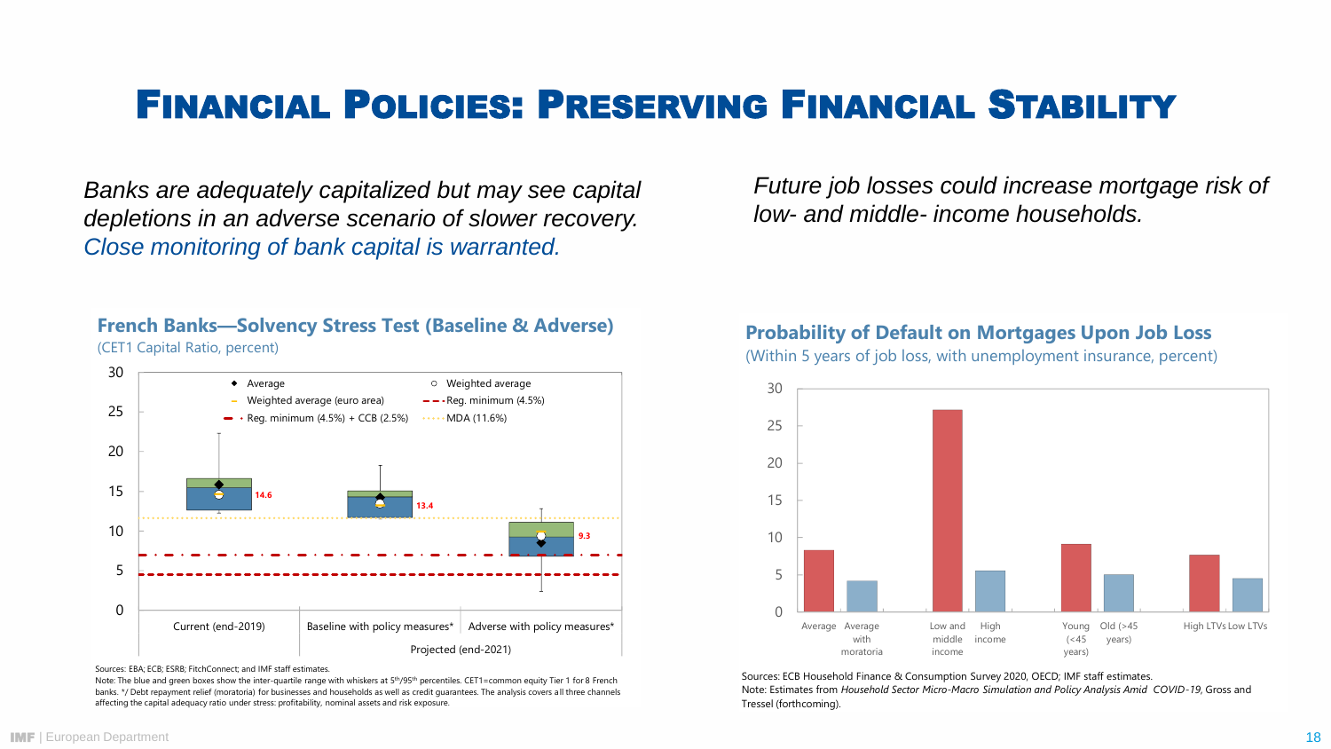# Financial Policies: Preserving Financial Stability

*Banks are adequately capitalized but may see capital depletions in an adverse scenario of slower recovery. Close monitoring of bank capital is warranted.*

### French Banks—Solvency Stress Test (Baseline & Adverse)

(CET1 Capital Ratio, percent)

Legend: Average; Weighted average; Weighted average (euro area); Reg. minimum (4.5%); Reg. minimum (4.5%) + CCB (2.5%); MDA (11.6%)

| | Current (end-2019) | Baseline with policy measures* | Adverse with policy measures* |
|---|---|---|---|
| Weighted average (euro area) | 14.6 | 13.4 | 9.3 |

Projected (end-2021): Baseline with policy measures*, Adverse with policy measures*

Sources: EBA; ECB; ESRB; FitchConnect; and IMF staff estimates.
Note: The blue and green boxes show the inter-quartile range with whiskers at 5th/95th percentiles. CET1=common equity Tier 1 for 8 French banks. */ Debt repayment relief (moratoria) for businesses and households as well as credit guarantees. The analysis covers all three channels affecting the capital adequacy ratio under stress: profitability, nominal assets and risk exposure.

*Future job losses could increase mortgage risk of low- and middle- income households.*

### Probability of Default on Mortgages Upon Job Loss

(Within 5 years of job loss, with unemployment insurance, percent)

Categories: Average; Average with moratoria; Low and middle income; High income; Young (<45 years); Old (>45 years); High LTVs; Low LTVs

Sources: ECB Household Finance & Consumption Survey 2020, OECD; IMF staff estimates.
Note: Estimates from *Household Sector Micro-Macro Simulation and Policy Analysis Amid COVID-19*, Gross and Tressel (forthcoming).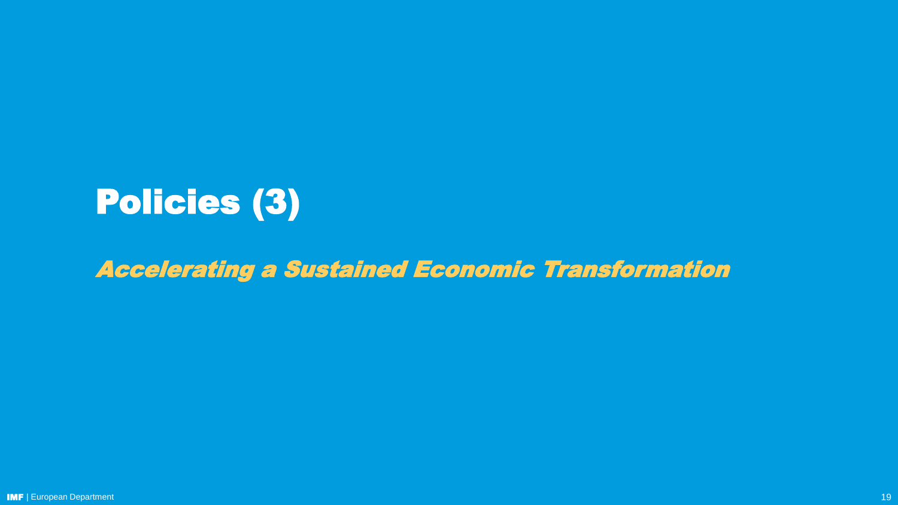# Policies (3)

*Accelerating a Sustained Economic Transformation*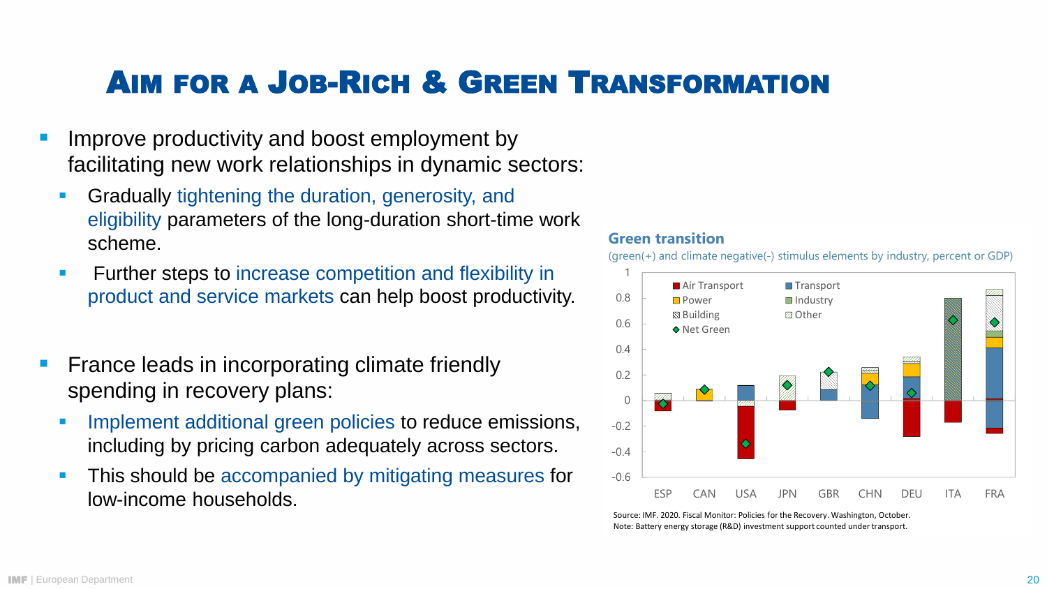# Aim for a Job-Rich & Green Transformation

- Improve productivity and boost employment by facilitating new work relationships in dynamic sectors:
  - Gradually tightening the duration, generosity, and eligibility parameters of the long-duration short-time work scheme.
  - Further steps to increase competition and flexibility in product and service markets can help boost productivity.

- France leads in incorporating climate friendly spending in recovery plans:
  - Implement additional green policies to reduce emissions, including by pricing carbon adequately across sectors.
  - This should be accompanied by mitigating measures for low-income households.

**Green transition**

(green(+) and climate negative(-) stimulus elements by industry, percent or GDP)

Legend: Air Transport, Transport, Power, Industry, Building, Other, Net Green

Countries: ESP, CAN, USA, JPN, GBR, CHN, DEU, ITA, FRA

Source: IMF. 2020. Fiscal Monitor: Policies for the Recovery. Washington, October.
Note: Battery energy storage (R&D) investment support counted under transport.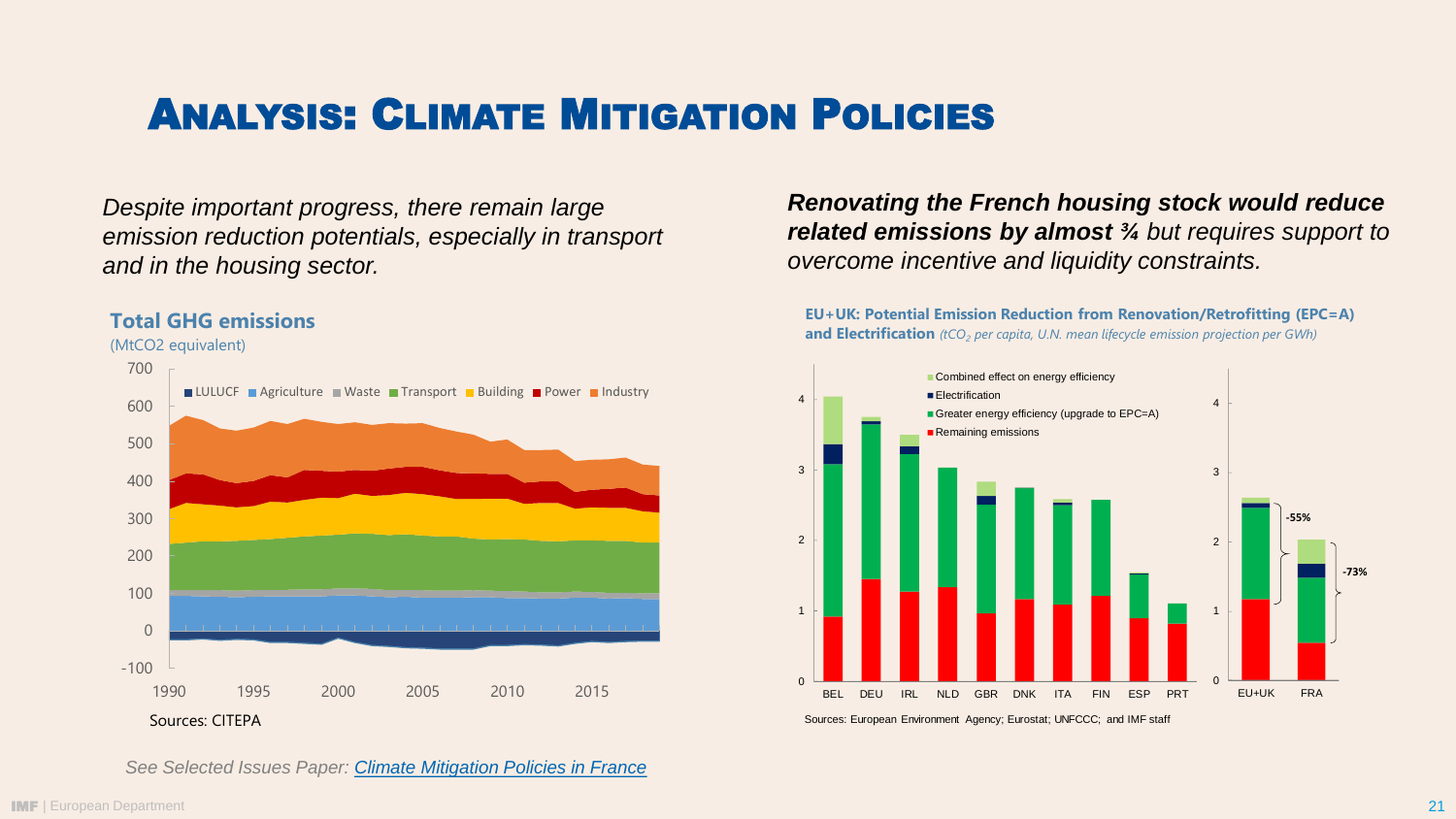# Analysis: Climate Mitigation Policies

*Despite important progress, there remain large emission reduction potentials, especially in transport and in the housing sector.*

**Total GHG emissions**

(MtCO2 equivalent)

LULUCF, Agriculture, Waste, Transport, Building, Power, Industry

Sources: CITEPA

***Renovating the French housing stock would reduce related emissions by almost ¾*** *but requires support to overcome incentive and liquidity constraints.*

**EU+UK: Potential Emission Reduction from Renovation/Retrofitting (EPC=A) and Electrification** *($tCO_2$ per capita, U.N. mean lifecycle emission projection per GWh)*

Combined effect on energy efficiency; Electrification; Greater energy efficiency (upgrade to EPC=A); Remaining emissions

EU+UK: -55%; FRA: -73%

Sources: European Environment Agency; Eurostat; UNFCCC; and IMF staff

See Selected Issues Paper: [Climate Mitigation Policies in France]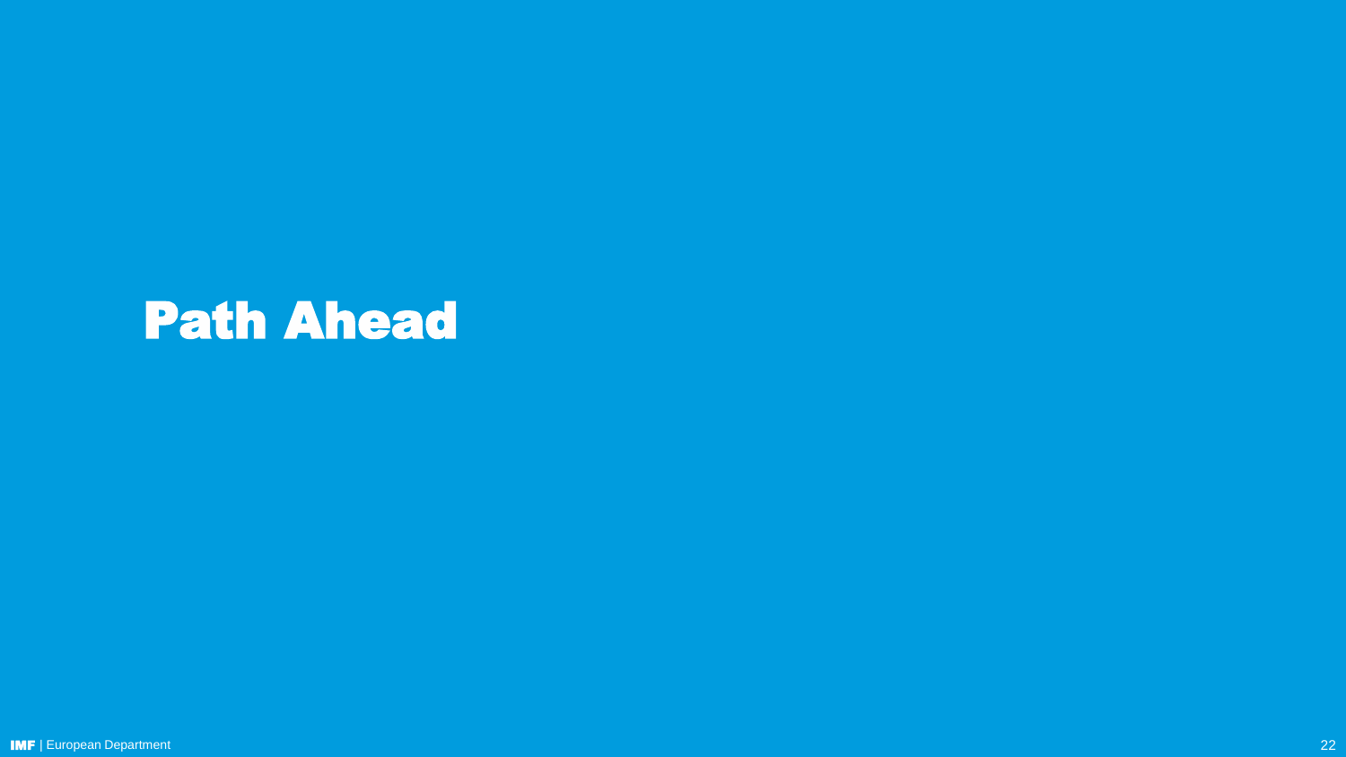# Path Ahead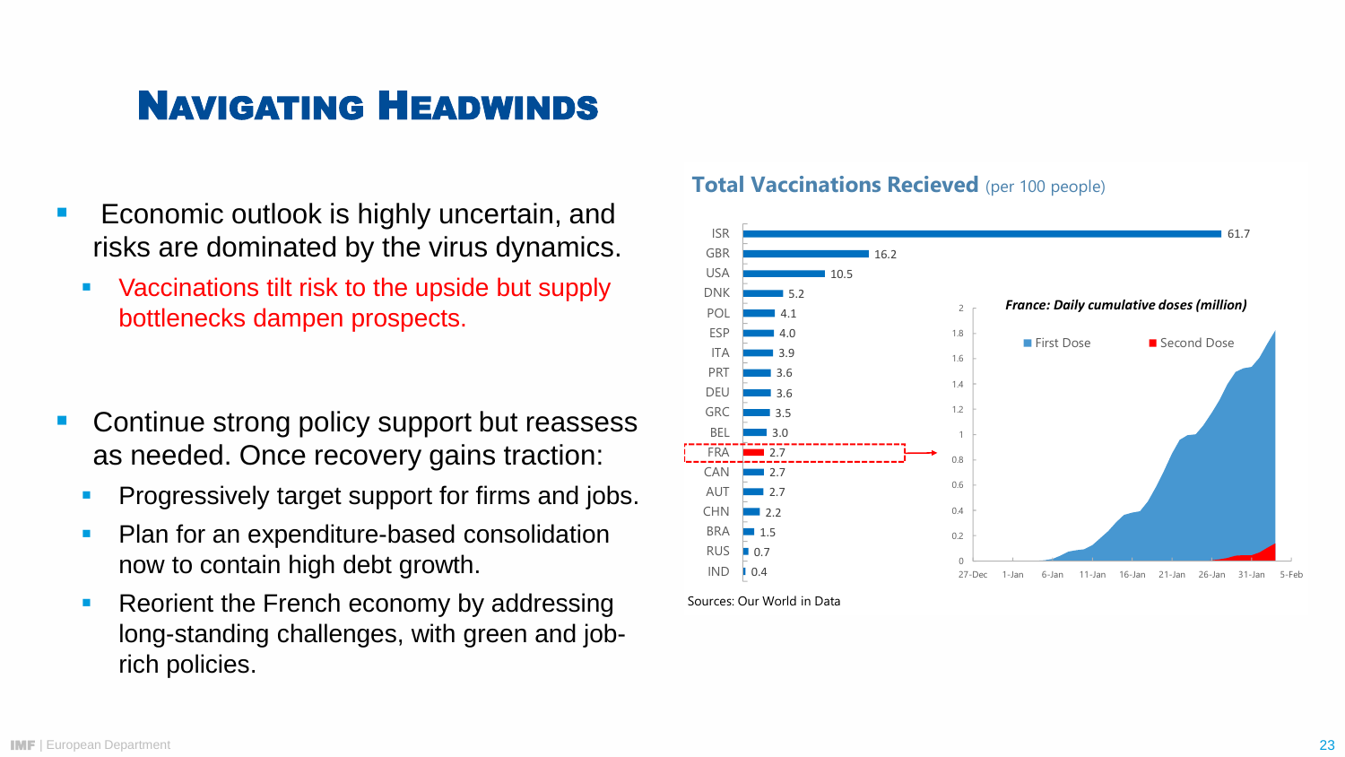# Navigating Headwinds

- Economic outlook is highly uncertain, and risks are dominated by the virus dynamics.
  - Vaccinations tilt risk to the upside but supply bottlenecks dampen prospects.

- Continue strong policy support but reassess as needed. Once recovery gains traction:
  - Progressively target support for firms and jobs.
  - Plan for an expenditure-based consolidation now to contain high debt growth.
  - Reorient the French economy by addressing long-standing challenges, with green and job-rich policies.

**Total Vaccinations Recieved** (per 100 people)

| Country | Vaccinations per 100 people |
|---|---|
| ISR | 61.7 |
| GBR | 16.2 |
| USA | 10.5 |
| DNK | 5.2 |
| POL | 4.1 |
| ESP | 4.0 |
| ITA | 3.9 |
| PRT | 3.6 |
| DEU | 3.6 |
| GRC | 3.5 |
| BEL | 3.0 |
| FRA | 2.7 |
| CAN | 2.7 |
| AUT | 2.7 |
| CHN | 2.2 |
| BRA | 1.5 |
| RUS | 0.7 |
| IND | 0.4 |

*France: Daily cumulative doses (million)*

First Dose · Second Dose

Sources: Our World in Data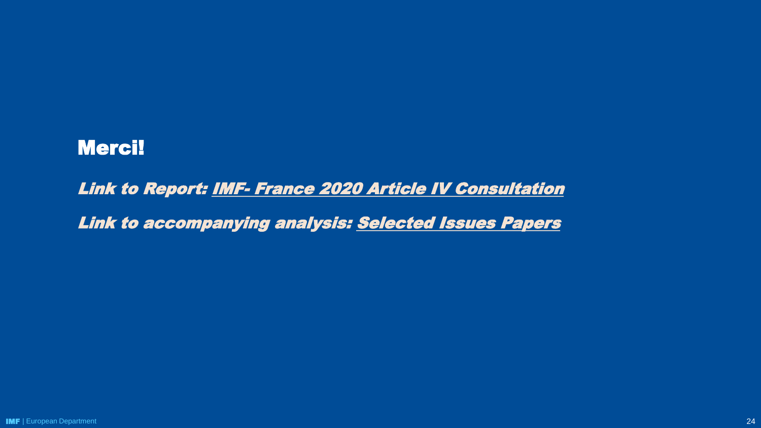# Merci!

*Link to Report: IMF- France 2020 Article IV Consultation*

*Link to accompanying analysis: Selected Issues Papers*